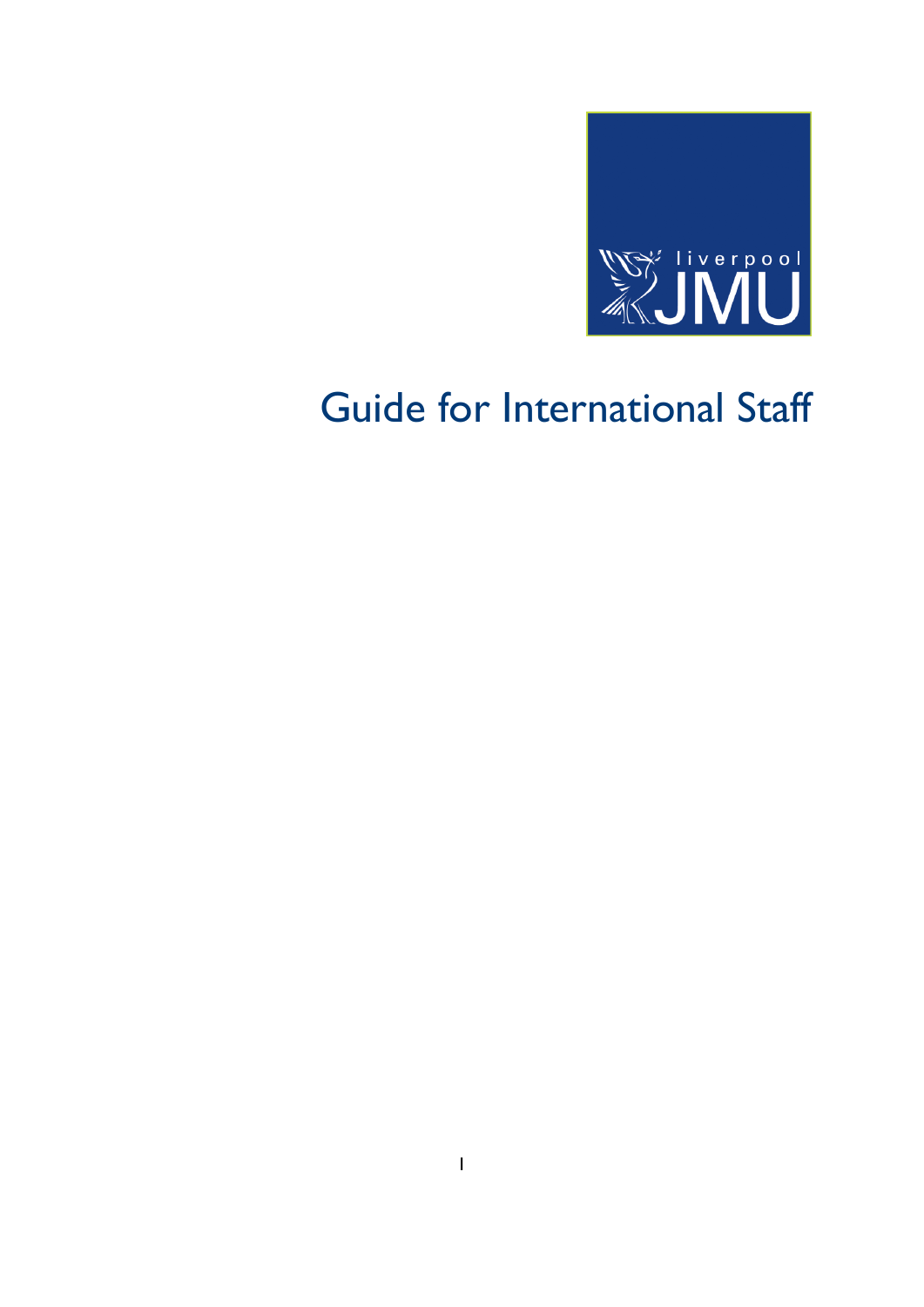# Guide for International Staff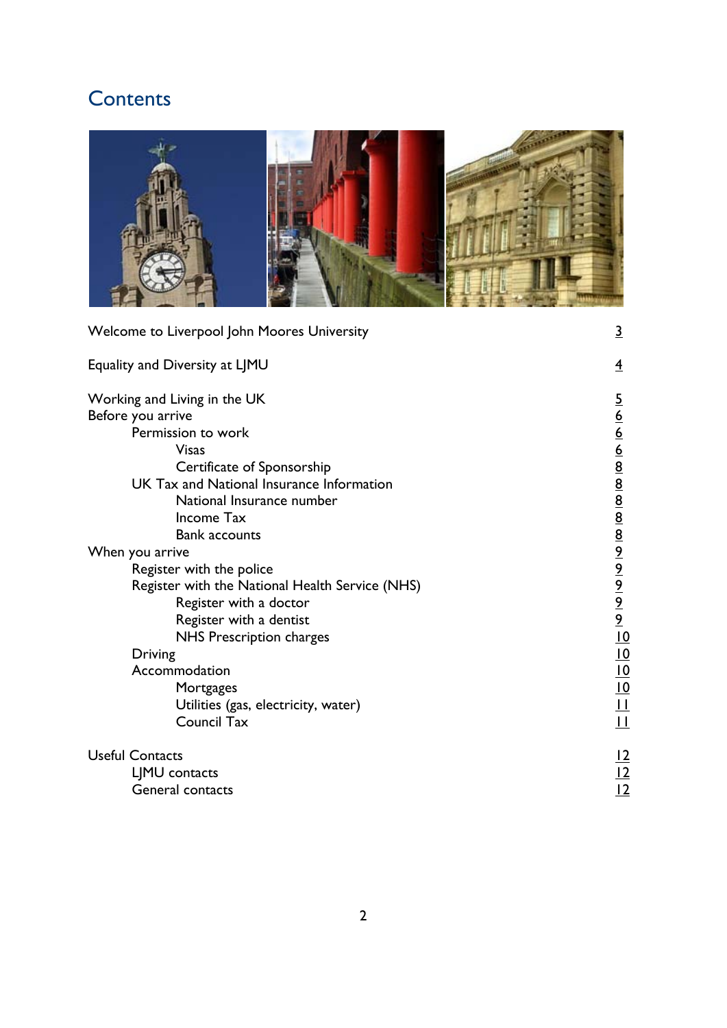# Contents

| | |
|---|---|
| Welcome to Liverpool John Moores University | 3 |
| Equality and Diversity at LJMU | 4 |
| Working and Living in the UK | 5 |
| Before you arrive | 6 |
| Permission to work | 6 |
| Visas | 6 |
| Certificate of Sponsorship | 8 |
| UK Tax and National Insurance Information | 8 |
| National Insurance number | 8 |
| Income Tax | 8 |
| Bank accounts | 8 |
| When you arrive | 9 |
| Register with the police | 9 |
| Register with the National Health Service (NHS) | 9 |
| Register with a doctor | 9 |
| Register with a dentist | 9 |
| NHS Prescription charges | 10 |
| Driving | 10 |
| Accommodation | 10 |
| Mortgages | 10 |
| Utilities (gas, electricity, water) | 11 |
| Council Tax | 11 |
| Useful Contacts | 12 |
| LJMU contacts | 12 |
| General contacts | 12 |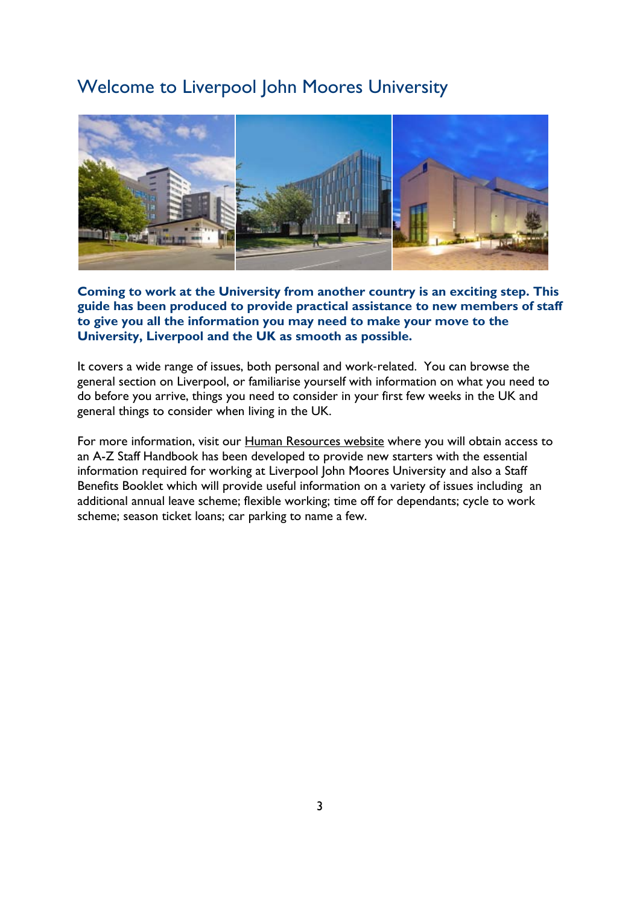# Welcome to Liverpool John Moores University

**Coming to work at the University from another country is an exciting step. This guide has been produced to provide practical assistance to new members of staff to give you all the information you may need to make your move to the University, Liverpool and the UK as smooth as possible.**

It covers a wide range of issues, both personal and work-related. You can browse the general section on Liverpool, or familiarise yourself with information on what you need to do before you arrive, things you need to consider in your first few weeks in the UK and general things to consider when living in the UK.

For more information, visit our Human Resources website where you will obtain access to an A-Z Staff Handbook has been developed to provide new starters with the essential information required for working at Liverpool John Moores University and also a Staff Benefits Booklet which will provide useful information on a variety of issues including an additional annual leave scheme; flexible working; time off for dependants; cycle to work scheme; season ticket loans; car parking to name a few.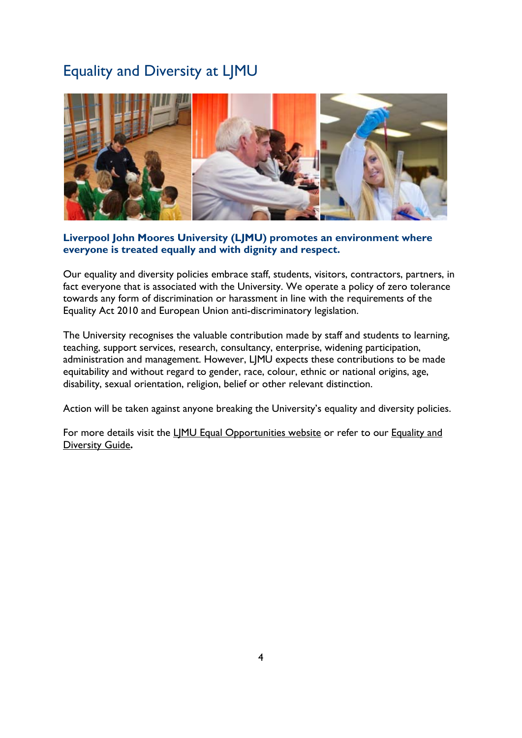# Equality and Diversity at LJMU

**Liverpool John Moores University (LJMU) promotes an environment where everyone is treated equally and with dignity and respect.**

Our equality and diversity policies embrace staff, students, visitors, contractors, partners, in fact everyone that is associated with the University. We operate a policy of zero tolerance towards any form of discrimination or harassment in line with the requirements of the Equality Act 2010 and European Union anti-discriminatory legislation.

The University recognises the valuable contribution made by staff and students to learning, teaching, support services, research, consultancy, enterprise, widening participation, administration and management. However, LJMU expects these contributions to be made equitability and without regard to gender, race, colour, ethnic or national origins, age, disability, sexual orientation, religion, belief or other relevant distinction.

Action will be taken against anyone breaking the University's equality and diversity policies.

For more details visit the LJMU Equal Opportunities website or refer to our Equality and Diversity Guide**.**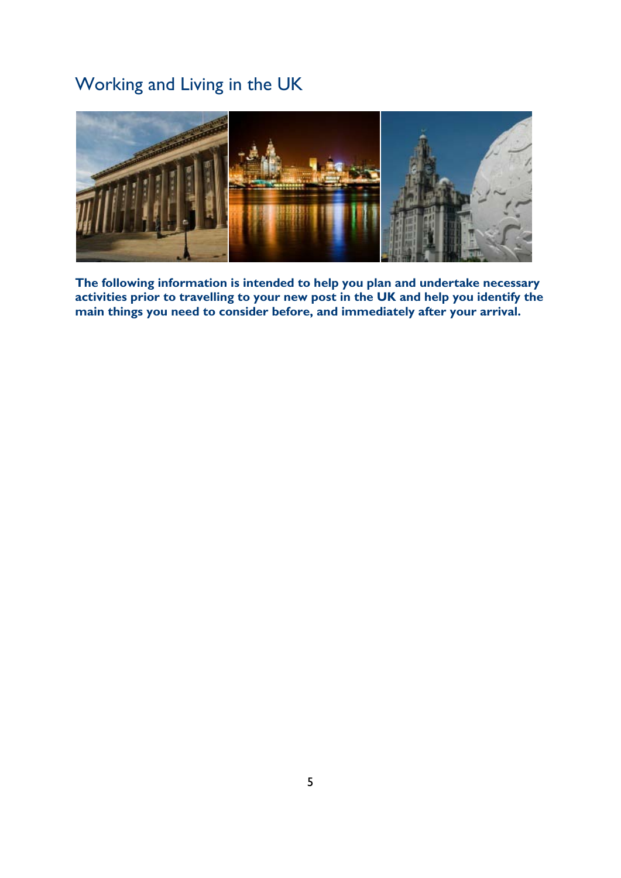# Working and Living in the UK

**The following information is intended to help you plan and undertake necessary activities prior to travelling to your new post in the UK and help you identify the main things you need to consider before, and immediately after your arrival.**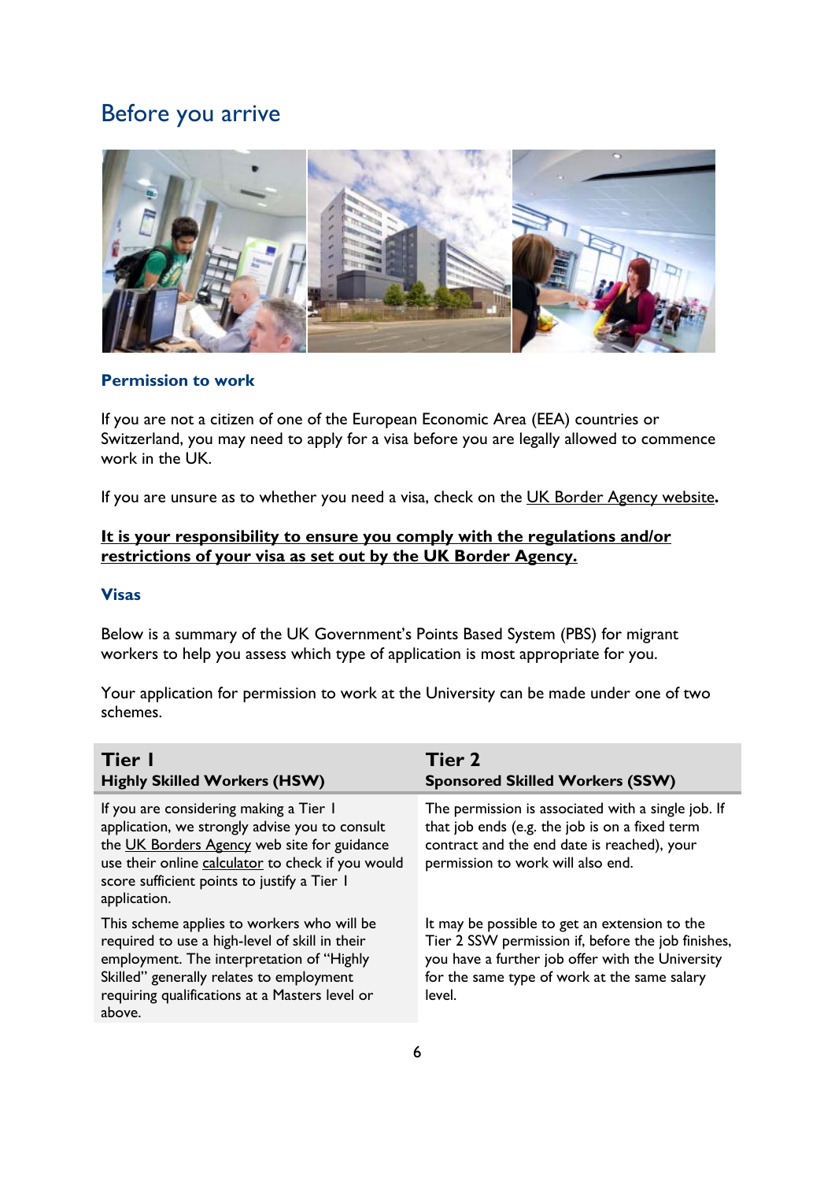# Before you arrive

### Permission to work

If you are not a citizen of one of the European Economic Area (EEA) countries or Switzerland, you may need to apply for a visa before you are legally allowed to commence work in the UK.

If you are unsure as to whether you need a visa, check on the UK Border Agency website**.**

**It is your responsibility to ensure you comply with the regulations and/or restrictions of your visa as set out by the UK Border Agency.**

### Visas

Below is a summary of the UK Government's Points Based System (PBS) for migrant workers to help you assess which type of application is most appropriate for you.

Your application for permission to work at the University can be made under one of two schemes.

| **Tier 1**<br>**Highly Skilled Workers (HSW)** | **Tier 2**<br>**Sponsored Skilled Workers (SSW)** |
|---|---|
| If you are considering making a Tier 1 application, we strongly advise you to consult the UK Borders Agency web site for guidance use their online calculator to check if you would score sufficient points to justify a Tier 1 application. | The permission is associated with a single job. If that job ends (e.g. the job is on a fixed term contract and the end date is reached), your permission to work will also end. |
| This scheme applies to workers who will be required to use a high-level of skill in their employment. The interpretation of "Highly Skilled" generally relates to employment requiring qualifications at a Masters level or above. | It may be possible to get an extension to the Tier 2 SSW permission if, before the job finishes, you have a further job offer with the University for the same type of work at the same salary level. |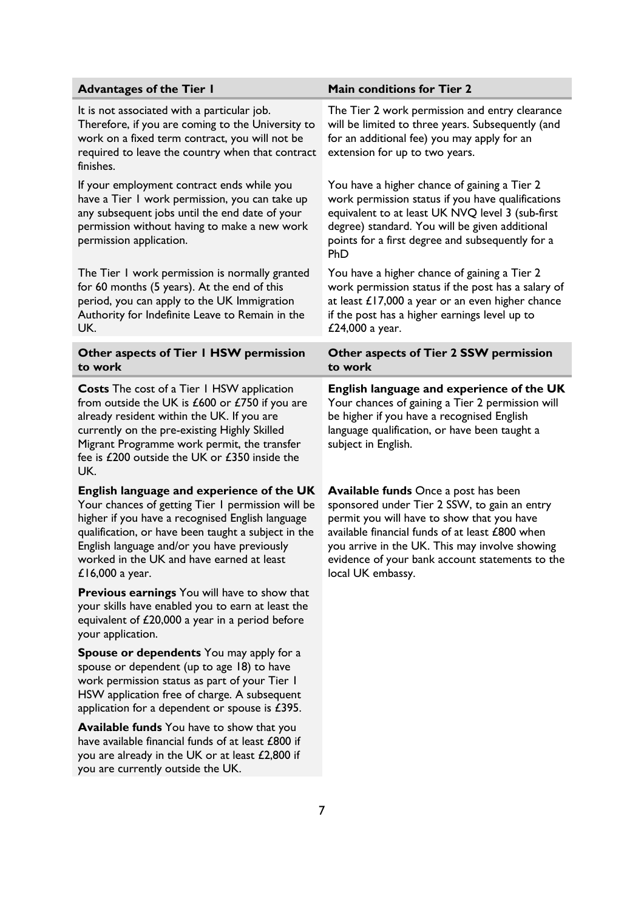| Advantages of the Tier 1 | Main conditions for Tier 2 |
| --- | --- |
| It is not associated with a particular job. Therefore, if you are coming to the University to work on a fixed term contract, you will not be required to leave the country when that contract finishes. | The Tier 2 work permission and entry clearance will be limited to three years. Subsequently (and for an additional fee) you may apply for an extension for up to two years. |
| If your employment contract ends while you have a Tier 1 work permission, you can take up any subsequent jobs until the end date of your permission without having to make a new work permission application. | You have a higher chance of gaining a Tier 2 work permission status if you have qualifications equivalent to at least UK NVQ level 3 (sub-first degree) standard. You will be given additional points for a first degree and subsequently for a PhD |
| The Tier 1 work permission is normally granted for 60 months (5 years). At the end of this period, you can apply to the UK Immigration Authority for Indefinite Leave to Remain in the UK. | You have a higher chance of gaining a Tier 2 work permission status if the post has a salary of at least £17,000 a year or an even higher chance if the post has a higher earnings level up to £24,000 a year. |

| Other aspects of Tier 1 HSW permission to work | Other aspects of Tier 2 SSW permission to work |
| --- | --- |
| **Costs** The cost of a Tier 1 HSW application from outside the UK is £600 or £750 if you are already resident within the UK. If you are currently on the pre-existing Highly Skilled Migrant Programme work permit, the transfer fee is £200 outside the UK or £350 inside the UK. | **English language and experience of the UK** Your chances of gaining a Tier 2 permission will be higher if you have a recognised English language qualification, or have been taught a subject in English. |
| **English language and experience of the UK** Your chances of getting Tier 1 permission will be higher if you have a recognised English language qualification, or have been taught a subject in the English language and/or you have previously worked in the UK and have earned at least £16,000 a year. | **Available funds** Once a post has been sponsored under Tier 2 SSW, to gain an entry permit you will have to show that you have available financial funds of at least £800 when you arrive in the UK. This may involve showing evidence of your bank account statements to the local UK embassy. |
| **Previous earnings** You will have to show that your skills have enabled you to earn at least the equivalent of £20,000 a year in a period before your application. | |
| **Spouse or dependents** You may apply for a spouse or dependent (up to age 18) to have work permission status as part of your Tier 1 HSW application free of charge. A subsequent application for a dependent or spouse is £395. | |
| **Available funds** You have to show that you have available financial funds of at least £800 if you are already in the UK or at least £2,800 if you are currently outside the UK. | |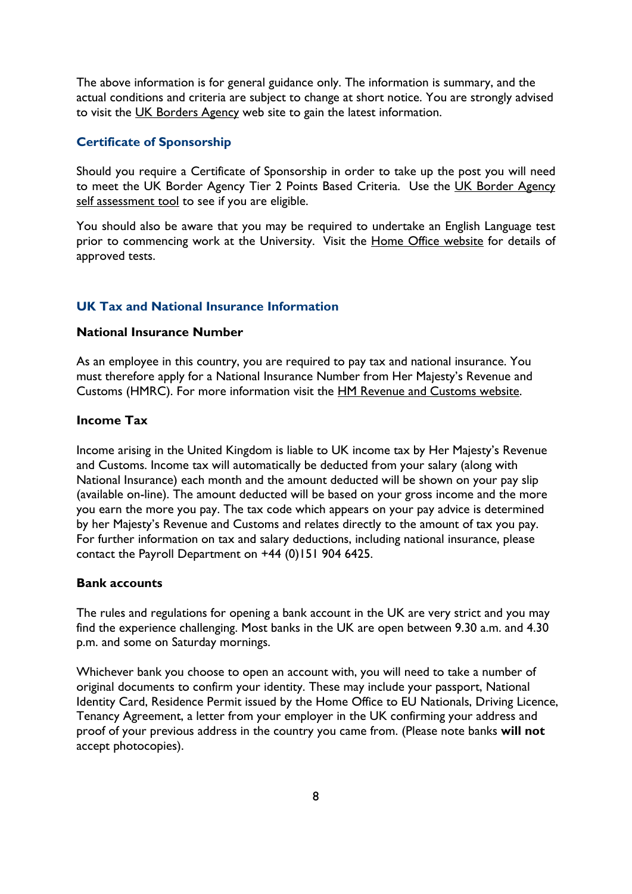The above information is for general guidance only. The information is summary, and the actual conditions and criteria are subject to change at short notice. You are strongly advised to visit the UK Borders Agency web site to gain the latest information.

## Certificate of Sponsorship

Should you require a Certificate of Sponsorship in order to take up the post you will need to meet the UK Border Agency Tier 2 Points Based Criteria. Use the UK Border Agency self assessment tool to see if you are eligible.

You should also be aware that you may be required to undertake an English Language test prior to commencing work at the University. Visit the Home Office website for details of approved tests.

## UK Tax and National Insurance Information

### National Insurance Number

As an employee in this country, you are required to pay tax and national insurance. You must therefore apply for a National Insurance Number from Her Majesty's Revenue and Customs (HMRC). For more information visit the HM Revenue and Customs website.

### Income Tax

Income arising in the United Kingdom is liable to UK income tax by Her Majesty's Revenue and Customs. Income tax will automatically be deducted from your salary (along with National Insurance) each month and the amount deducted will be shown on your pay slip (available on-line). The amount deducted will be based on your gross income and the more you earn the more you pay. The tax code which appears on your pay advice is determined by her Majesty's Revenue and Customs and relates directly to the amount of tax you pay. For further information on tax and salary deductions, including national insurance, please contact the Payroll Department on +44 (0)151 904 6425.

### Bank accounts

The rules and regulations for opening a bank account in the UK are very strict and you may find the experience challenging. Most banks in the UK are open between 9.30 a.m. and 4.30 p.m. and some on Saturday mornings.

Whichever bank you choose to open an account with, you will need to take a number of original documents to confirm your identity. These may include your passport, National Identity Card, Residence Permit issued by the Home Office to EU Nationals, Driving Licence, Tenancy Agreement, a letter from your employer in the UK confirming your address and proof of your previous address in the country you came from. (Please note banks **will not** accept photocopies).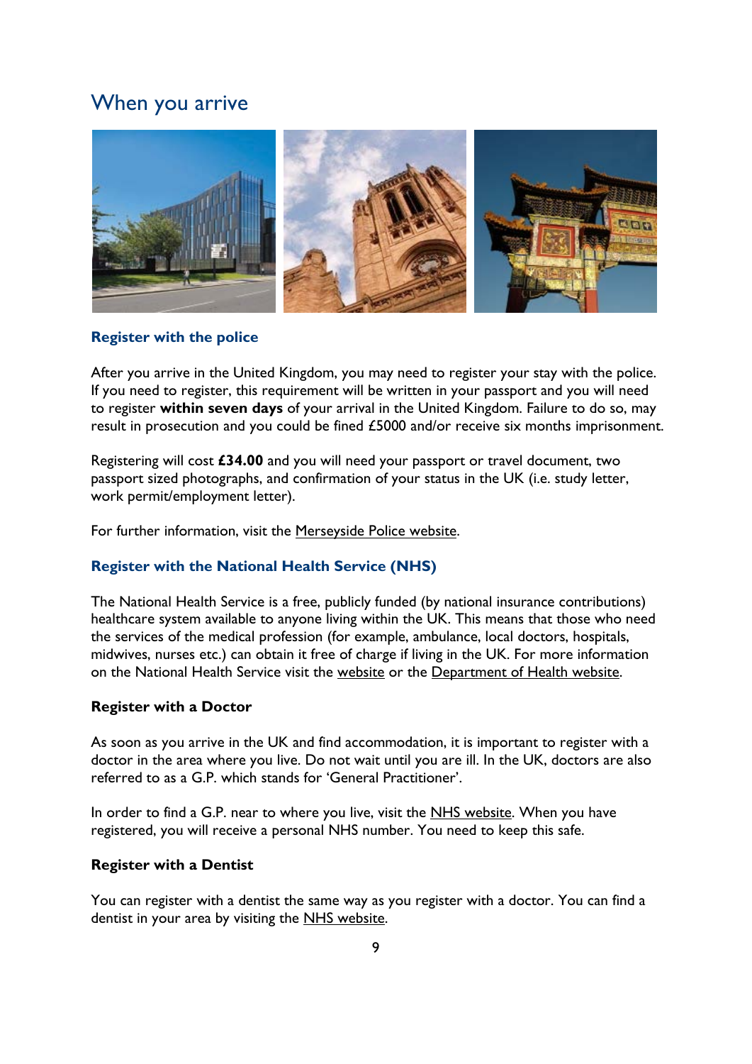## When you arrive

### Register with the police

After you arrive in the United Kingdom, you may need to register your stay with the police. If you need to register, this requirement will be written in your passport and you will need to register **within seven days** of your arrival in the United Kingdom. Failure to do so, may result in prosecution and you could be fined £5000 and/or receive six months imprisonment.

Registering will cost **£34.00** and you will need your passport or travel document, two passport sized photographs, and confirmation of your status in the UK (i.e. study letter, work permit/employment letter).

For further information, visit the Merseyside Police website.

### Register with the National Health Service (NHS)

The National Health Service is a free, publicly funded (by national insurance contributions) healthcare system available to anyone living within the UK. This means that those who need the services of the medical profession (for example, ambulance, local doctors, hospitals, midwives, nurses etc.) can obtain it free of charge if living in the UK. For more information on the National Health Service visit the website or the Department of Health website.

**Register with a Doctor**

As soon as you arrive in the UK and find accommodation, it is important to register with a doctor in the area where you live. Do not wait until you are ill. In the UK, doctors are also referred to as a G.P. which stands for 'General Practitioner'.

In order to find a G.P. near to where you live, visit the NHS website. When you have registered, you will receive a personal NHS number. You need to keep this safe.

**Register with a Dentist**

You can register with a dentist the same way as you register with a doctor. You can find a dentist in your area by visiting the NHS website.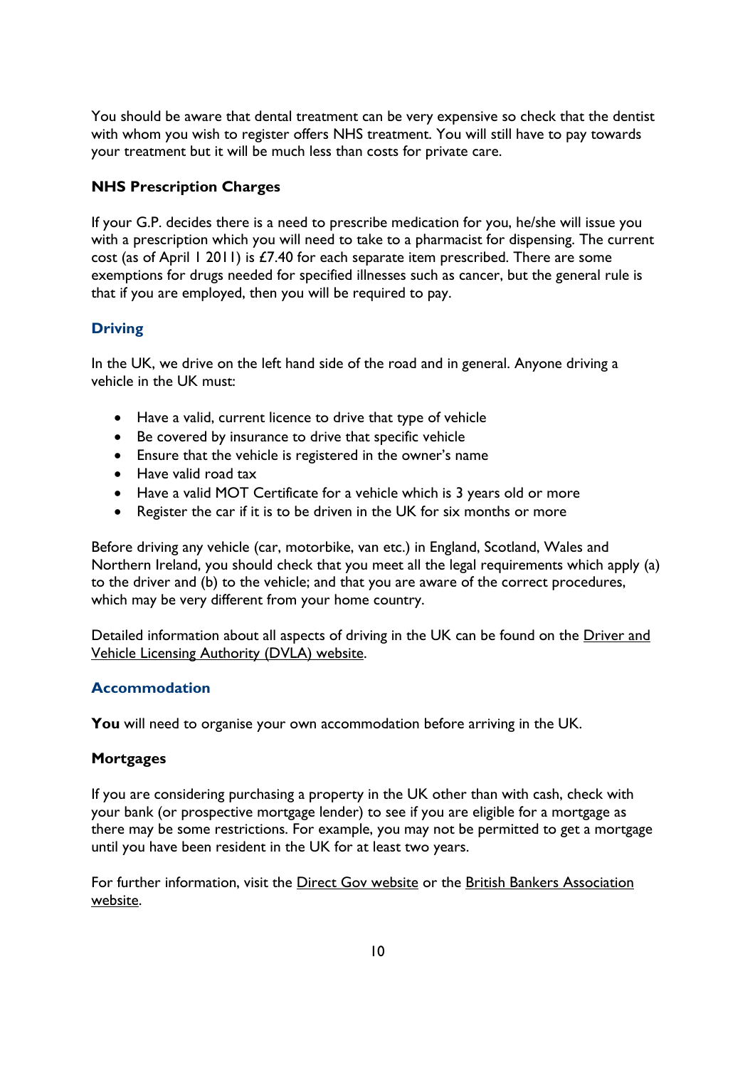You should be aware that dental treatment can be very expensive so check that the dentist with whom you wish to register offers NHS treatment. You will still have to pay towards your treatment but it will be much less than costs for private care.

### NHS Prescription Charges

If your G.P. decides there is a need to prescribe medication for you, he/she will issue you with a prescription which you will need to take to a pharmacist for dispensing. The current cost (as of April 1 2011) is £7.40 for each separate item prescribed. There are some exemptions for drugs needed for specified illnesses such as cancer, but the general rule is that if you are employed, then you will be required to pay.

## Driving

In the UK, we drive on the left hand side of the road and in general. Anyone driving a vehicle in the UK must:

- Have a valid, current licence to drive that type of vehicle
- Be covered by insurance to drive that specific vehicle
- Ensure that the vehicle is registered in the owner's name
- Have valid road tax
- Have a valid MOT Certificate for a vehicle which is 3 years old or more
- Register the car if it is to be driven in the UK for six months or more

Before driving any vehicle (car, motorbike, van etc.) in England, Scotland, Wales and Northern Ireland, you should check that you meet all the legal requirements which apply (a) to the driver and (b) to the vehicle; and that you are aware of the correct procedures, which may be very different from your home country.

Detailed information about all aspects of driving in the UK can be found on the Driver and Vehicle Licensing Authority (DVLA) website.

## Accommodation

**You** will need to organise your own accommodation before arriving in the UK.

### Mortgages

If you are considering purchasing a property in the UK other than with cash, check with your bank (or prospective mortgage lender) to see if you are eligible for a mortgage as there may be some restrictions. For example, you may not be permitted to get a mortgage until you have been resident in the UK for at least two years.

For further information, visit the Direct Gov website or the British Bankers Association website.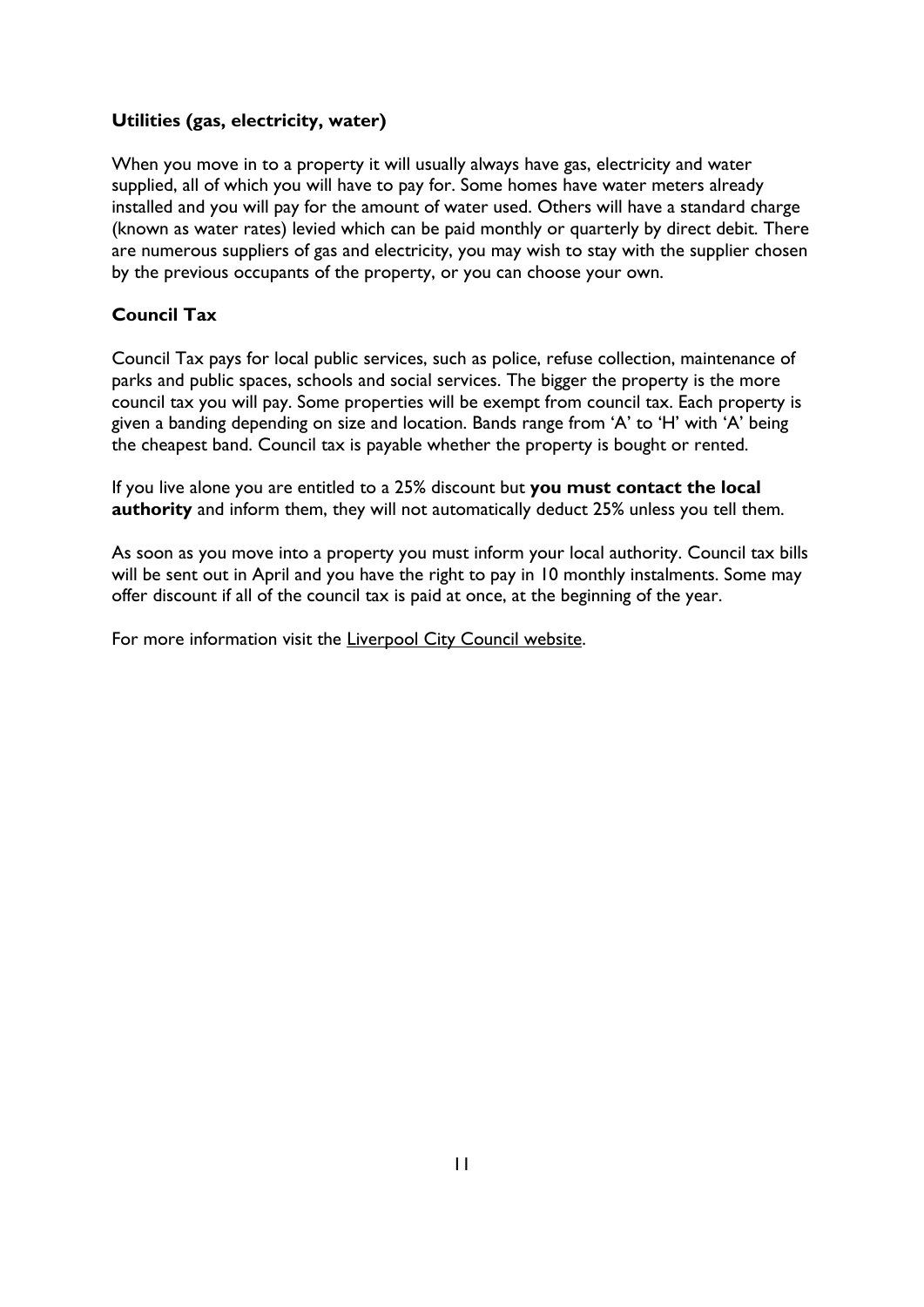### Utilities (gas, electricity, water)

When you move in to a property it will usually always have gas, electricity and water supplied, all of which you will have to pay for. Some homes have water meters already installed and you will pay for the amount of water used. Others will have a standard charge (known as water rates) levied which can be paid monthly or quarterly by direct debit. There are numerous suppliers of gas and electricity, you may wish to stay with the supplier chosen by the previous occupants of the property, or you can choose your own.

### Council Tax

Council Tax pays for local public services, such as police, refuse collection, maintenance of parks and public spaces, schools and social services. The bigger the property is the more council tax you will pay. Some properties will be exempt from council tax. Each property is given a banding depending on size and location. Bands range from 'A' to 'H' with 'A' being the cheapest band. Council tax is payable whether the property is bought or rented.

If you live alone you are entitled to a 25% discount but **you must contact the local authority** and inform them, they will not automatically deduct 25% unless you tell them.

As soon as you move into a property you must inform your local authority. Council tax bills will be sent out in April and you have the right to pay in 10 monthly instalments. Some may offer discount if all of the council tax is paid at once, at the beginning of the year.

For more information visit the Liverpool City Council website.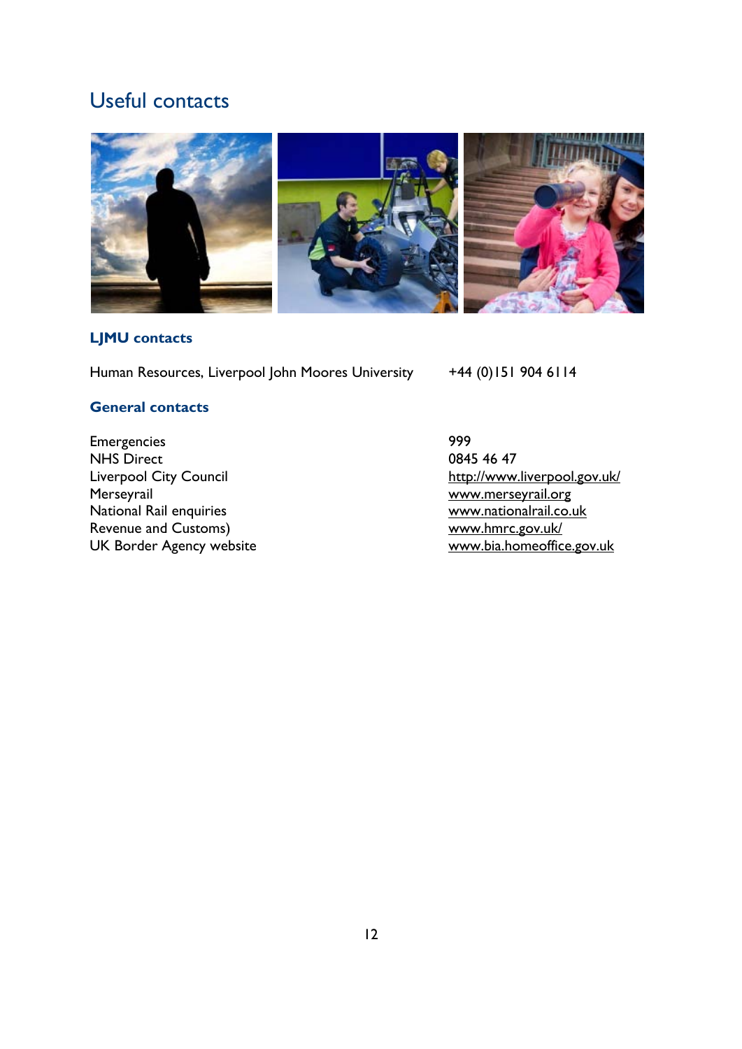# Useful contacts

### LJMU contacts

| | |
|---|---|
| Human Resources, Liverpool John Moores University | +44 (0)151 904 6114 |

### General contacts

| | |
|---|---|
| Emergencies | 999 |
| NHS Direct | 0845 46 47 |
| Liverpool City Council | http://www.liverpool.gov.uk/ |
| Merseyrail | www.merseyrail.org |
| National Rail enquiries | www.nationalrail.co.uk |
| Revenue and Customs) | www.hmrc.gov.uk/ |
| UK Border Agency website | www.bia.homeoffice.gov.uk |